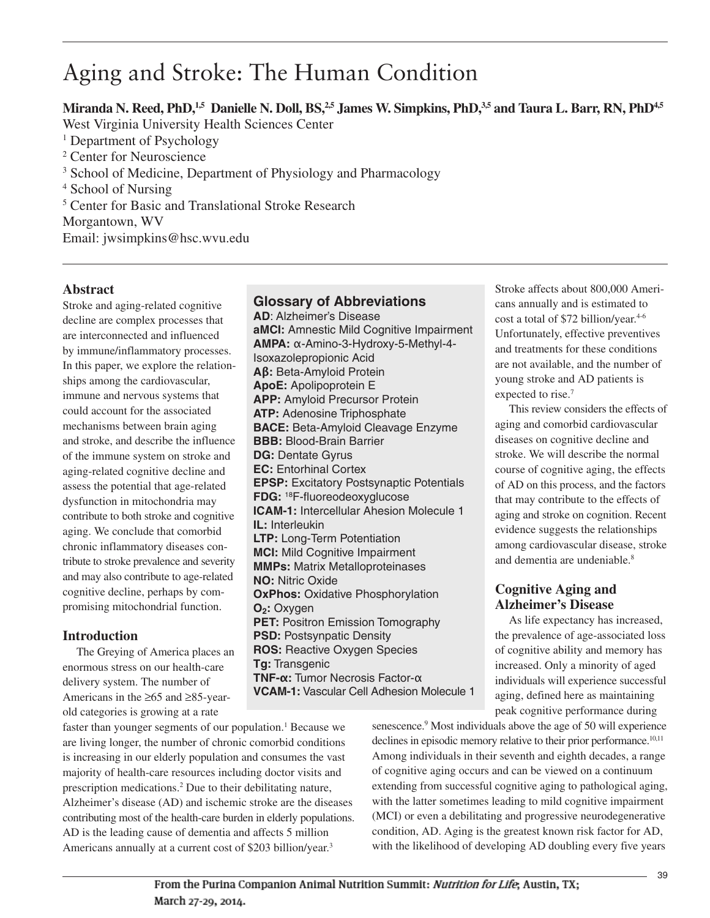# Aging and Stroke: The Human Condition

**Miranda N. Reed, PhD,[1,5] Danielle N. Doll, BS,[2,5] James W. Simpkins, PhD,[3,5] and Taura L. Barr, RN, PhD[4,5]**

West Virginia University Health Sciences Center

[1] Department of Psychology

[2] Center for Neuroscience

[3] School of Medicine, Department of Physiology and Pharmacology

[4] School of Nursing

[5] Center for Basic and Translational Stroke Research

Morgantown, WV

Email: jwsimpkins@hsc.wvu.edu

## Abstract

Stroke and aging-related cognitive decline are complex processes that are interconnected and influenced by immune/inflammatory processes. In this paper, we explore the relationships among the cardiovascular, immune and nervous systems that could account for the associated mechanisms between brain aging and stroke, and describe the influence of the immune system on stroke and aging-related cognitive decline and assess the potential that age-related dysfunction in mitochondria may contribute to both stroke and cognitive aging. We conclude that comorbid chronic inflammatory diseases contribute to stroke prevalence and severity and may also contribute to age-related cognitive decline, perhaps by compromising mitochondrial function.

### Glossary of Abbreviations

**AD**: Alzheimer's Disease
**aMCI:** Amnestic Mild Cognitive Impairment
**AMPA:** α-Amino-3-Hydroxy-5-Methyl-4-Isoxazolepropionic Acid
**Aβ:** Beta-Amyloid Protein
**ApoE:** Apolipoprotein E
**APP:** Amyloid Precursor Protein
**ATP:** Adenosine Triphosphate
**BACE:** Beta-Amyloid Cleavage Enzyme
**BBB:** Blood-Brain Barrier
**DG:** Dentate Gyrus
**EC:** Entorhinal Cortex
**EPSP:** Excitatory Postsynaptic Potentials
**FDG:** $^{18}$F-fluoreodeoxyglucose
**ICAM-1:** Intercellular Ahesion Molecule 1
**IL:** Interleukin
**LTP:** Long-Term Potentiation
**MCI:** Mild Cognitive Impairment
**MMPs:** Matrix Metalloproteinases
**NO:** Nitric Oxide
**OxPhos:** Oxidative Phosphorylation
**$O_2$:** Oxygen
**PET:** Positron Emission Tomography
**PSD:** Postsynpatic Density
**ROS:** Reactive Oxygen Species
**Tg:** Transgenic
**TNF-α:** Tumor Necrosis Factor-α
**VCAM-1:** Vascular Cell Adhesion Molecule 1

## Introduction

The Greying of America places an enormous stress on our health-care delivery system. The number of Americans in the ≥65 and ≥85-year-old categories is growing at a rate faster than younger segments of our population.[1] Because we are living longer, the number of chronic comorbid conditions is increasing in our elderly population and consumes the vast majority of health-care resources including doctor visits and prescription medications.[2] Due to their debilitating nature, Alzheimer's disease (AD) and ischemic stroke are the diseases contributing most of the health-care burden in elderly populations. AD is the leading cause of dementia and affects 5 million Americans annually at a current cost of $203 billion/year.[3] Stroke affects about 800,000 Americans annually and is estimated to cost a total of $72 billion/year.[4-6] Unfortunately, effective preventives and treatments for these conditions are not available, and the number of young stroke and AD patients is expected to rise.[7]

This review considers the effects of aging and comorbid cardiovascular diseases on cognitive decline and stroke. We will describe the normal course of cognitive aging, the effects of AD on this process, and the factors that may contribute to the effects of aging and stroke on cognition. Recent evidence suggests the relationships among cardiovascular disease, stroke and dementia are undeniable.[8]

## Cognitive Aging and Alzheimer's Disease

As life expectancy has increased, the prevalence of age-associated loss of cognitive ability and memory has increased. Only a minority of aged individuals will experience successful aging, defined here as maintaining peak cognitive performance during senescence.[9] Most individuals above the age of 50 will experience declines in episodic memory relative to their prior performance.[10,11] Among individuals in their seventh and eighth decades, a range of cognitive aging occurs and can be viewed on a continuum extending from successful cognitive aging to pathological aging, with the latter sometimes leading to mild cognitive impairment (MCI) or even a debilitating and progressive neurodegenerative condition, AD. Aging is the greatest known risk factor for AD, with the likelihood of developing AD doubling every five years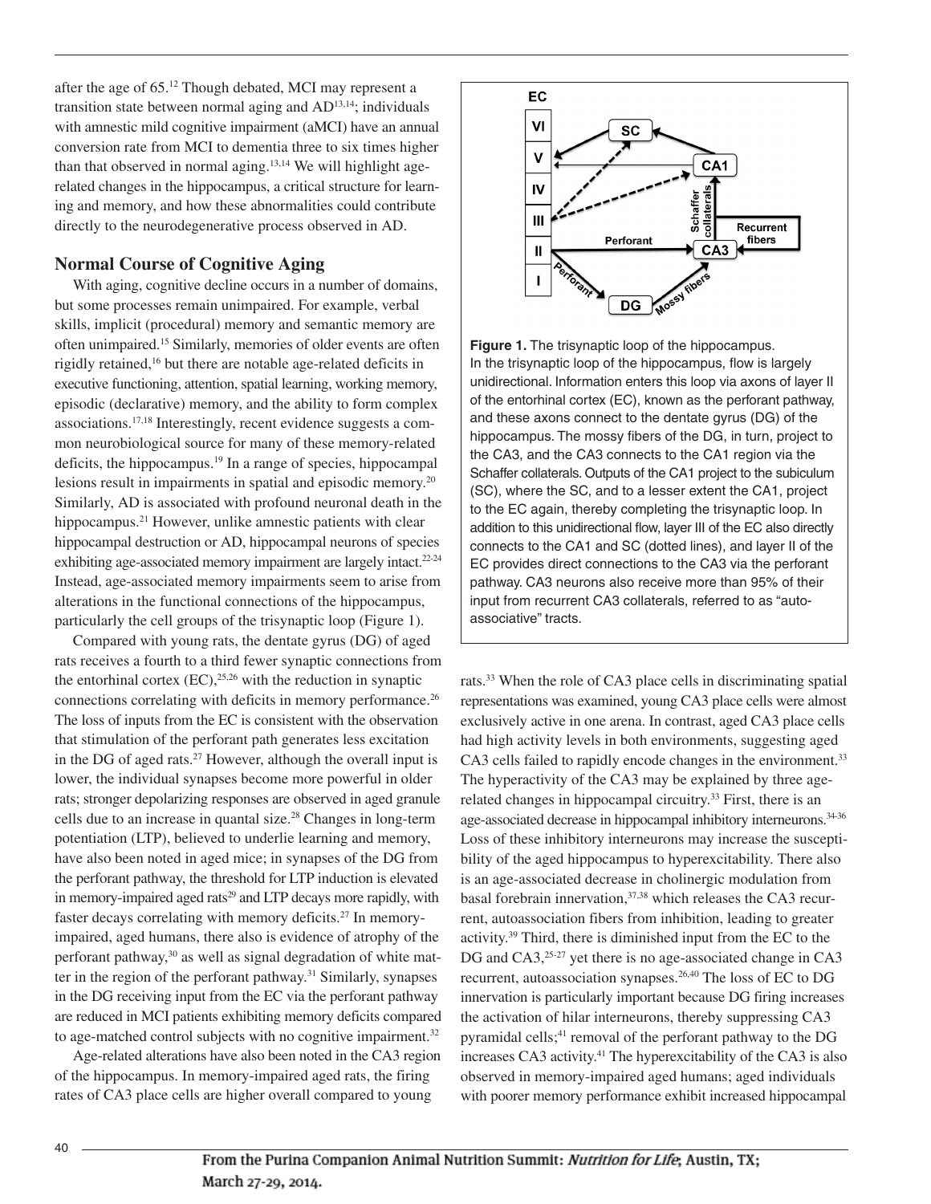after the age of 65.[12] Though debated, MCI may represent a transition state between normal aging and AD[13,14]; individuals with amnestic mild cognitive impairment (aMCI) have an annual conversion rate from MCI to dementia three to six times higher than that observed in normal aging.[13,14] We will highlight age-related changes in the hippocampus, a critical structure for learning and memory, and how these abnormalities could contribute directly to the neurodegenerative process observed in AD.

## Normal Course of Cognitive Aging

With aging, cognitive decline occurs in a number of domains, but some processes remain unimpaired. For example, verbal skills, implicit (procedural) memory and semantic memory are often unimpaired.[15] Similarly, memories of older events are often rigidly retained,[16] but there are notable age-related deficits in executive functioning, attention, spatial learning, working memory, episodic (declarative) memory, and the ability to form complex associations.[17,18] Interestingly, recent evidence suggests a common neurobiological source for many of these memory-related deficits, the hippocampus.[19] In a range of species, hippocampal lesions result in impairments in spatial and episodic memory.[20] Similarly, AD is associated with profound neuronal death in the hippocampus.[21] However, unlike amnestic patients with clear hippocampal destruction or AD, hippocampal neurons of species exhibiting age-associated memory impairment are largely intact.[22-24] Instead, age-associated memory impairments seem to arise from alterations in the functional connections of the hippocampus, particularly the cell groups of the trisynaptic loop (Figure 1).

Compared with young rats, the dentate gyrus (DG) of aged rats receives a fourth to a third fewer synaptic connections from the entorhinal cortex (EC),[25,26] with the reduction in synaptic connections correlating with deficits in memory performance.[26] The loss of inputs from the EC is consistent with the observation that stimulation of the perforant path generates less excitation in the DG of aged rats.[27] However, although the overall input is lower, the individual synapses become more powerful in older rats; stronger depolarizing responses are observed in aged granule cells due to an increase in quantal size.[28] Changes in long-term potentiation (LTP), believed to underlie learning and memory, have also been noted in aged mice; in synapses of the DG from the perforant pathway, the threshold for LTP induction is elevated in memory-impaired aged rats[29] and LTP decays more rapidly, with faster decays correlating with memory deficits.[27] In memory-impaired, aged humans, there also is evidence of atrophy of the perforant pathway,[30] as well as signal degradation of white matter in the region of the perforant pathway.[31] Similarly, synapses in the DG receiving input from the EC via the perforant pathway are reduced in MCI patients exhibiting memory deficits compared to age-matched control subjects with no cognitive impairment.[32]

Age-related alterations have also been noted in the CA3 region of the hippocampus. In memory-impaired aged rats, the firing rates of CA3 place cells are higher overall compared to young rats.[33] When the role of CA3 place cells in discriminating spatial representations was examined, young CA3 place cells were almost exclusively active in one arena. In contrast, aged CA3 place cells had high activity levels in both environments, suggesting aged CA3 cells failed to rapidly encode changes in the environment.[33] The hyperactivity of the CA3 may be explained by three age-related changes in hippocampal circuitry.[33] First, there is an age-associated decrease in hippocampal inhibitory interneurons.[34-36] Loss of these inhibitory interneurons may increase the susceptibility of the aged hippocampus to hyperexcitability. There also is an age-associated decrease in cholinergic modulation from basal forebrain innervation,[37,38] which releases the CA3 recurrent, autoassociation fibers from inhibition, leading to greater activity.[39] Third, there is diminished input from the EC to the DG and CA3,[25-27] yet there is no age-associated change in CA3 recurrent, autoassociation synapses.[26,40] The loss of EC to DG innervation is particularly important because DG firing increases the activation of hilar interneurons, thereby suppressing CA3 pyramidal cells;[41] removal of the perforant pathway to the DG increases CA3 activity.[41] The hyperexcitability of the CA3 is also observed in memory-impaired aged humans; aged individuals with poorer memory performance exhibit increased hippocampal

**Figure 1.** The trisynaptic loop of the hippocampus. In the trisynaptic loop of the hippocampus, flow is largely unidirectional. Information enters this loop via axons of layer II of the entorhinal cortex (EC), known as the perforant pathway, and these axons connect to the dentate gyrus (DG) of the hippocampus. The mossy fibers of the DG, in turn, project to the CA3, and the CA3 connects to the CA1 region via the Schaffer collaterals. Outputs of the CA1 project to the subiculum (SC), where the SC, and to a lesser extent the CA1, project to the EC again, thereby completing the trisynaptic loop. In addition to this unidirectional flow, layer III of the EC also directly connects to the CA1 and SC (dotted lines), and layer II of the EC provides direct connections to the CA3 via the perforant pathway. CA3 neurons also receive more than 95% of their input from recurrent CA3 collaterals, referred to as "auto-associative" tracts.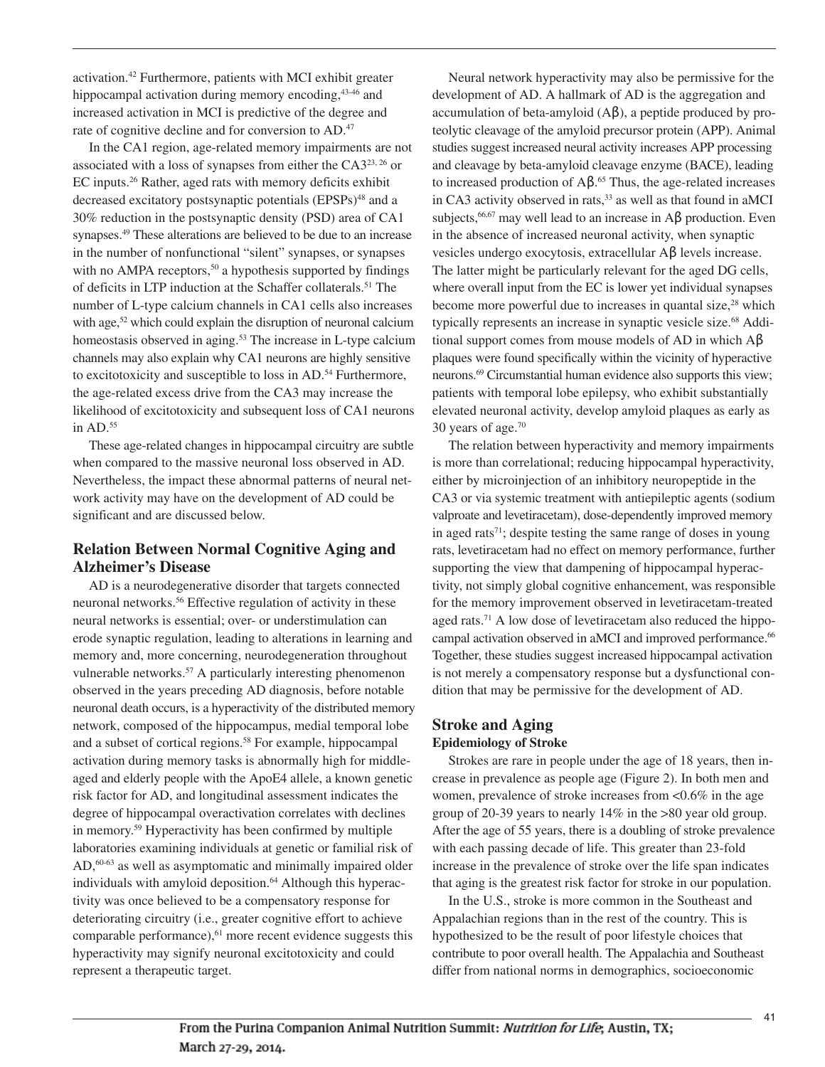activation.[42] Furthermore, patients with MCI exhibit greater hippocampal activation during memory encoding,[43-46] and increased activation in MCI is predictive of the degree and rate of cognitive decline and for conversion to AD.[47]

In the CA1 region, age-related memory impairments are not associated with a loss of synapses from either the CA3[23, 26] or EC inputs.[26] Rather, aged rats with memory deficits exhibit decreased excitatory postsynaptic potentials (EPSPs)[48] and a 30% reduction in the postsynaptic density (PSD) area of CA1 synapses.[49] These alterations are believed to be due to an increase in the number of nonfunctional "silent" synapses, or synapses with no AMPA receptors,[50] a hypothesis supported by findings of deficits in LTP induction at the Schaffer collaterals.[51] The number of L-type calcium channels in CA1 cells also increases with age,[52] which could explain the disruption of neuronal calcium homeostasis observed in aging.[53] The increase in L-type calcium channels may also explain why CA1 neurons are highly sensitive to excitotoxicity and susceptible to loss in AD.[54] Furthermore, the age-related excess drive from the CA3 may increase the likelihood of excitotoxicity and subsequent loss of CA1 neurons in AD.[55]

These age-related changes in hippocampal circuitry are subtle when compared to the massive neuronal loss observed in AD. Nevertheless, the impact these abnormal patterns of neural network activity may have on the development of AD could be significant and are discussed below.

## Relation Between Normal Cognitive Aging and Alzheimer's Disease

AD is a neurodegenerative disorder that targets connected neuronal networks.[56] Effective regulation of activity in these neural networks is essential; over- or understimulation can erode synaptic regulation, leading to alterations in learning and memory and, more concerning, neurodegeneration throughout vulnerable networks.[57] A particularly interesting phenomenon observed in the years preceding AD diagnosis, before notable neuronal death occurs, is a hyperactivity of the distributed memory network, composed of the hippocampus, medial temporal lobe and a subset of cortical regions.[58] For example, hippocampal activation during memory tasks is abnormally high for middle-aged and elderly people with the ApoE4 allele, a known genetic risk factor for AD, and longitudinal assessment indicates the degree of hippocampal overactivation correlates with declines in memory.[59] Hyperactivity has been confirmed by multiple laboratories examining individuals at genetic or familial risk of AD,[60-63] as well as asymptomatic and minimally impaired older individuals with amyloid deposition.[64] Although this hyperactivity was once believed to be a compensatory response for deteriorating circuitry (i.e., greater cognitive effort to achieve comparable performance),[61] more recent evidence suggests this hyperactivity may signify neuronal excitotoxicity and could represent a therapeutic target.

Neural network hyperactivity may also be permissive for the development of AD. A hallmark of AD is the aggregation and accumulation of beta-amyloid (Aβ), a peptide produced by proteolytic cleavage of the amyloid precursor protein (APP). Animal studies suggest increased neural activity increases APP processing and cleavage by beta-amyloid cleavage enzyme (BACE), leading to increased production of Aβ.[65] Thus, the age-related increases in CA3 activity observed in rats,[33] as well as that found in aMCI subjects,[66,67] may well lead to an increase in Aβ production. Even in the absence of increased neuronal activity, when synaptic vesicles undergo exocytosis, extracellular Aβ levels increase. The latter might be particularly relevant for the aged DG cells, where overall input from the EC is lower yet individual synapses become more powerful due to increases in quantal size,[28] which typically represents an increase in synaptic vesicle size.[68] Additional support comes from mouse models of AD in which Aβ plaques were found specifically within the vicinity of hyperactive neurons.[69] Circumstantial human evidence also supports this view; patients with temporal lobe epilepsy, who exhibit substantially elevated neuronal activity, develop amyloid plaques as early as 30 years of age.[70]

The relation between hyperactivity and memory impairments is more than correlational; reducing hippocampal hyperactivity, either by microinjection of an inhibitory neuropeptide in the CA3 or via systemic treatment with antiepileptic agents (sodium valproate and levetiracetam), dose-dependently improved memory in aged rats[71]; despite testing the same range of doses in young rats, levetiracetam had no effect on memory performance, further supporting the view that dampening of hippocampal hyperactivity, not simply global cognitive enhancement, was responsible for the memory improvement observed in levetiracetam-treated aged rats.[71] A low dose of levetiracetam also reduced the hippocampal activation observed in aMCI and improved performance.[66] Together, these studies suggest increased hippocampal activation is not merely a compensatory response but a dysfunctional condition that may be permissive for the development of AD.

## Stroke and Aging

### Epidemiology of Stroke

Strokes are rare in people under the age of 18 years, then increase in prevalence as people age (Figure 2). In both men and women, prevalence of stroke increases from <0.6% in the age group of 20-39 years to nearly 14% in the >80 year old group. After the age of 55 years, there is a doubling of stroke prevalence with each passing decade of life. This greater than 23-fold increase in the prevalence of stroke over the life span indicates that aging is the greatest risk factor for stroke in our population.

In the U.S., stroke is more common in the Southeast and Appalachian regions than in the rest of the country. This is hypothesized to be the result of poor lifestyle choices that contribute to poor overall health. The Appalachia and Southeast differ from national norms in demographics, socioeconomic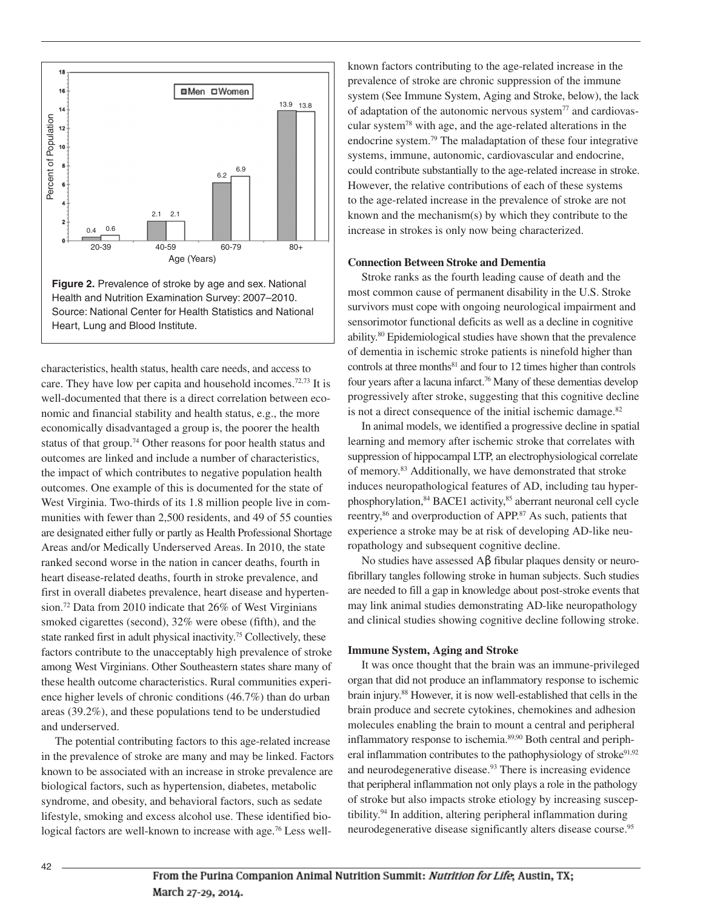Figure 2. Prevalence of stroke by age and sex. National Health and Nutrition Examination Survey: 2007–2010. Source: National Center for Health Statistics and National Heart, Lung and Blood Institute.

characteristics, health status, health care needs, and access to care. They have low per capita and household incomes.[72,73] It is well-documented that there is a direct correlation between economic and financial stability and health status, e.g., the more economically disadvantaged a group is, the poorer the health status of that group.[74] Other reasons for poor health status and outcomes are linked and include a number of characteristics, the impact of which contributes to negative population health outcomes. One example of this is documented for the state of West Virginia. Two-thirds of its 1.8 million people live in communities with fewer than 2,500 residents, and 49 of 55 counties are designated either fully or partly as Health Professional Shortage Areas and/or Medically Underserved Areas. In 2010, the state ranked second worse in the nation in cancer deaths, fourth in heart disease-related deaths, fourth in stroke prevalence, and first in overall diabetes prevalence, heart disease and hypertension.[72] Data from 2010 indicate that 26% of West Virginians smoked cigarettes (second), 32% were obese (fifth), and the state ranked first in adult physical inactivity.[75] Collectively, these factors contribute to the unacceptably high prevalence of stroke among West Virginians. Other Southeastern states share many of these health outcome characteristics. Rural communities experience higher levels of chronic conditions (46.7%) than do urban areas (39.2%), and these populations tend to be understudied and underserved.

The potential contributing factors to this age-related increase in the prevalence of stroke are many and may be linked. Factors known to be associated with an increase in stroke prevalence are biological factors, such as hypertension, diabetes, metabolic syndrome, and obesity, and behavioral factors, such as sedate lifestyle, smoking and excess alcohol use. These identified biological factors are well-known to increase with age.[76] Less well-known factors contributing to the age-related increase in the prevalence of stroke are chronic suppression of the immune system (See Immune System, Aging and Stroke, below), the lack of adaptation of the autonomic nervous system[77] and cardiovascular system[78] with age, and the age-related alterations in the endocrine system.[79] The maladaptation of these four integrative systems, immune, autonomic, cardiovascular and endocrine, could contribute substantially to the age-related increase in stroke. However, the relative contributions of each of these systems to the age-related increase in the prevalence of stroke are not known and the mechanism(s) by which they contribute to the increase in strokes is only now being characterized.

### Connection Between Stroke and Dementia

Stroke ranks as the fourth leading cause of death and the most common cause of permanent disability in the U.S. Stroke survivors must cope with ongoing neurological impairment and sensorimotor functional deficits as well as a decline in cognitive ability.[80] Epidemiological studies have shown that the prevalence of dementia in ischemic stroke patients is ninefold higher than controls at three months[81] and four to 12 times higher than controls four years after a lacuna infarct.[76] Many of these dementias develop progressively after stroke, suggesting that this cognitive decline is not a direct consequence of the initial ischemic damage.[82]

In animal models, we identified a progressive decline in spatial learning and memory after ischemic stroke that correlates with suppression of hippocampal LTP, an electrophysiological correlate of memory.[83] Additionally, we have demonstrated that stroke induces neuropathological features of AD, including tau hyperphosphorylation,[84] BACE1 activity,[85] aberrant neuronal cell cycle reentry,[86] and overproduction of APP.[87] As such, patients that experience a stroke may be at risk of developing AD-like neuropathology and subsequent cognitive decline.

No studies have assessed Aβ fibular plaques density or neurofibrillary tangles following stroke in human subjects. Such studies are needed to fill a gap in knowledge about post-stroke events that may link animal studies demonstrating AD-like neuropathology and clinical studies showing cognitive decline following stroke.

### Immune System, Aging and Stroke

It was once thought that the brain was an immune-privileged organ that did not produce an inflammatory response to ischemic brain injury.[88] However, it is now well-established that cells in the brain produce and secrete cytokines, chemokines and adhesion molecules enabling the brain to mount a central and peripheral inflammatory response to ischemia.[89,90] Both central and peripheral inflammation contributes to the pathophysiology of stroke[91,92] and neurodegenerative disease.[93] There is increasing evidence that peripheral inflammation not only plays a role in the pathology of stroke but also impacts stroke etiology by increasing susceptibility.[94] In addition, altering peripheral inflammation during neurodegenerative disease significantly alters disease course.[95]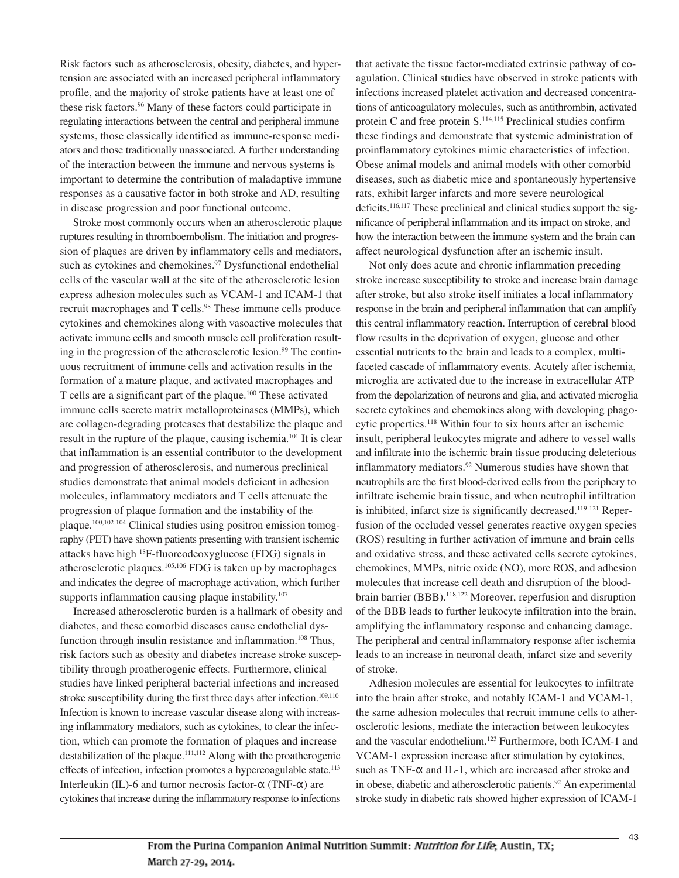Risk factors such as atherosclerosis, obesity, diabetes, and hypertension are associated with an increased peripheral inflammatory profile, and the majority of stroke patients have at least one of these risk factors.[96] Many of these factors could participate in regulating interactions between the central and peripheral immune systems, those classically identified as immune-response mediators and those traditionally unassociated. A further understanding of the interaction between the immune and nervous systems is important to determine the contribution of maladaptive immune responses as a causative factor in both stroke and AD, resulting in disease progression and poor functional outcome.

Stroke most commonly occurs when an atherosclerotic plaque ruptures resulting in thromboembolism. The initiation and progression of plaques are driven by inflammatory cells and mediators, such as cytokines and chemokines.[97] Dysfunctional endothelial cells of the vascular wall at the site of the atherosclerotic lesion express adhesion molecules such as VCAM-1 and ICAM-1 that recruit macrophages and T cells.[98] These immune cells produce cytokines and chemokines along with vasoactive molecules that activate immune cells and smooth muscle cell proliferation resulting in the progression of the atherosclerotic lesion.[99] The continuous recruitment of immune cells and activation results in the formation of a mature plaque, and activated macrophages and T cells are a significant part of the plaque.[100] These activated immune cells secrete matrix metalloproteinases (MMPs), which are collagen-degrading proteases that destabilize the plaque and result in the rupture of the plaque, causing ischemia.[101] It is clear that inflammation is an essential contributor to the development and progression of atherosclerosis, and numerous preclinical studies demonstrate that animal models deficient in adhesion molecules, inflammatory mediators and T cells attenuate the progression of plaque formation and the instability of the plaque.[100,102-104] Clinical studies using positron emission tomography (PET) have shown patients presenting with transient ischemic attacks have high $^{18}$F-fluoreodeoxyglucose (FDG) signals in atherosclerotic plaques.[105,106] FDG is taken up by macrophages and indicates the degree of macrophage activation, which further supports inflammation causing plaque instability.[107]

Increased atherosclerotic burden is a hallmark of obesity and diabetes, and these comorbid diseases cause endothelial dysfunction through insulin resistance and inflammation.[108] Thus, risk factors such as obesity and diabetes increase stroke susceptibility through proatherogenic effects. Furthermore, clinical studies have linked peripheral bacterial infections and increased stroke susceptibility during the first three days after infection.[109,110] Infection is known to increase vascular disease along with increasing inflammatory mediators, such as cytokines, to clear the infection, which can promote the formation of plaques and increase destabilization of the plaque.[111,112] Along with the proatherogenic effects of infection, infection promotes a hypercoagulable state.[113] Interleukin (IL)-6 and tumor necrosis factor-α (TNF-α) are cytokines that increase during the inflammatory response to infections that activate the tissue factor-mediated extrinsic pathway of coagulation. Clinical studies have observed in stroke patients with infections increased platelet activation and decreased concentrations of anticoagulatory molecules, such as antithrombin, activated protein C and free protein S.[114,115] Preclinical studies confirm these findings and demonstrate that systemic administration of proinflammatory cytokines mimic characteristics of infection. Obese animal models and animal models with other comorbid diseases, such as diabetic mice and spontaneously hypertensive rats, exhibit larger infarcts and more severe neurological deficits.[116,117] These preclinical and clinical studies support the significance of peripheral inflammation and its impact on stroke, and how the interaction between the immune system and the brain can affect neurological dysfunction after an ischemic insult.

Not only does acute and chronic inflammation preceding stroke increase susceptibility to stroke and increase brain damage after stroke, but also stroke itself initiates a local inflammatory response in the brain and peripheral inflammation that can amplify this central inflammatory reaction. Interruption of cerebral blood flow results in the deprivation of oxygen, glucose and other essential nutrients to the brain and leads to a complex, multifaceted cascade of inflammatory events. Acutely after ischemia, microglia are activated due to the increase in extracellular ATP from the depolarization of neurons and glia, and activated microglia secrete cytokines and chemokines along with developing phagocytic properties.[118] Within four to six hours after an ischemic insult, peripheral leukocytes migrate and adhere to vessel walls and infiltrate into the ischemic brain tissue producing deleterious inflammatory mediators.[92] Numerous studies have shown that neutrophils are the first blood-derived cells from the periphery to infiltrate ischemic brain tissue, and when neutrophil infiltration is inhibited, infarct size is significantly decreased.[119-121] Reperfusion of the occluded vessel generates reactive oxygen species (ROS) resulting in further activation of immune and brain cells and oxidative stress, and these activated cells secrete cytokines, chemokines, MMPs, nitric oxide (NO), more ROS, and adhesion molecules that increase cell death and disruption of the blood-brain barrier (BBB).[118,122] Moreover, reperfusion and disruption of the BBB leads to further leukocyte infiltration into the brain, amplifying the inflammatory response and enhancing damage. The peripheral and central inflammatory response after ischemia leads to an increase in neuronal death, infarct size and severity of stroke.

Adhesion molecules are essential for leukocytes to infiltrate into the brain after stroke, and notably ICAM-1 and VCAM-1, the same adhesion molecules that recruit immune cells to atherosclerotic lesions, mediate the interaction between leukocytes and the vascular endothelium.[123] Furthermore, both ICAM-1 and VCAM-1 expression increase after stimulation by cytokines, such as TNF-α and IL-1, which are increased after stroke and in obese, diabetic and atherosclerotic patients.[92] An experimental stroke study in diabetic rats showed higher expression of ICAM-1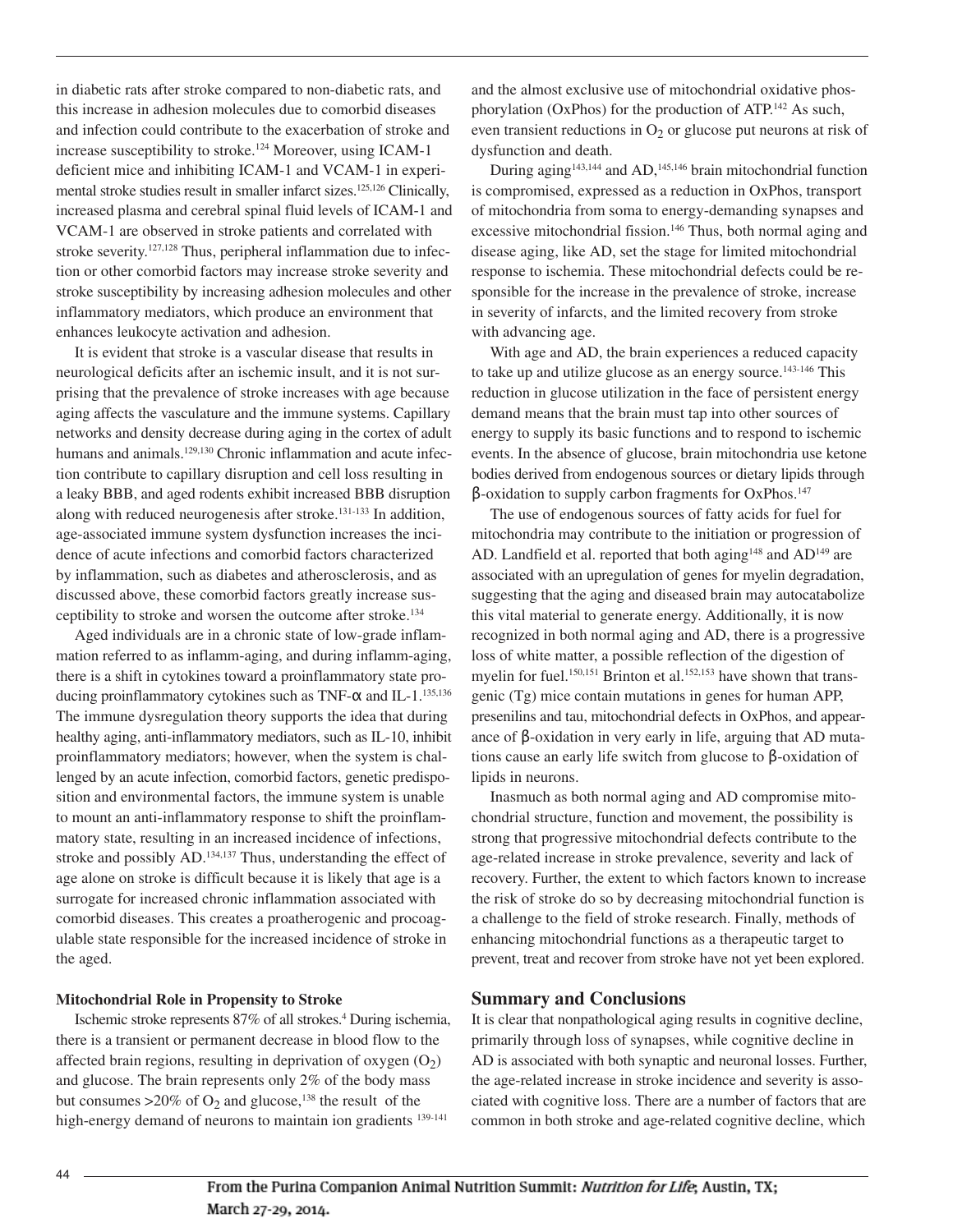in diabetic rats after stroke compared to non-diabetic rats, and this increase in adhesion molecules due to comorbid diseases and infection could contribute to the exacerbation of stroke and increase susceptibility to stroke.[124] Moreover, using ICAM-1 deficient mice and inhibiting ICAM-1 and VCAM-1 in experimental stroke studies result in smaller infarct sizes.[125,126] Clinically, increased plasma and cerebral spinal fluid levels of ICAM-1 and VCAM-1 are observed in stroke patients and correlated with stroke severity.[127,128] Thus, peripheral inflammation due to infection or other comorbid factors may increase stroke severity and stroke susceptibility by increasing adhesion molecules and other inflammatory mediators, which produce an environment that enhances leukocyte activation and adhesion.

It is evident that stroke is a vascular disease that results in neurological deficits after an ischemic insult, and it is not surprising that the prevalence of stroke increases with age because aging affects the vasculature and the immune systems. Capillary networks and density decrease during aging in the cortex of adult humans and animals.[129,130] Chronic inflammation and acute infection contribute to capillary disruption and cell loss resulting in a leaky BBB, and aged rodents exhibit increased BBB disruption along with reduced neurogenesis after stroke.[131-133] In addition, age-associated immune system dysfunction increases the incidence of acute infections and comorbid factors characterized by inflammation, such as diabetes and atherosclerosis, and as discussed above, these comorbid factors greatly increase susceptibility to stroke and worsen the outcome after stroke.[134]

Aged individuals are in a chronic state of low-grade inflammation referred to as inflamm-aging, and during inflamm-aging, there is a shift in cytokines toward a proinflammatory state producing proinflammatory cytokines such as TNF-α and IL-1.[135,136] The immune dysregulation theory supports the idea that during healthy aging, anti-inflammatory mediators, such as IL-10, inhibit proinflammatory mediators; however, when the system is challenged by an acute infection, comorbid factors, genetic predisposition and environmental factors, the immune system is unable to mount an anti-inflammatory response to shift the proinflammatory state, resulting in an increased incidence of infections, stroke and possibly AD.[134,137] Thus, understanding the effect of age alone on stroke is difficult because it is likely that age is a surrogate for increased chronic inflammation associated with comorbid diseases. This creates a proatherogenic and procoagulable state responsible for the increased incidence of stroke in the aged.

### Mitochondrial Role in Propensity to Stroke

Ischemic stroke represents 87% of all strokes.[4] During ischemia, there is a transient or permanent decrease in blood flow to the affected brain regions, resulting in deprivation of oxygen ($O_2$) and glucose. The brain represents only 2% of the body mass but consumes >20% of $O_2$ and glucose,[138] the result of the high-energy demand of neurons to maintain ion gradients [139-141] and the almost exclusive use of mitochondrial oxidative phosphorylation (OxPhos) for the production of ATP.[142] As such, even transient reductions in $O_2$ or glucose put neurons at risk of dysfunction and death.

During aging[143,144] and AD,[145,146] brain mitochondrial function is compromised, expressed as a reduction in OxPhos, transport of mitochondria from soma to energy-demanding synapses and excessive mitochondrial fission.[146] Thus, both normal aging and disease aging, like AD, set the stage for limited mitochondrial response to ischemia. These mitochondrial defects could be responsible for the increase in the prevalence of stroke, increase in severity of infarcts, and the limited recovery from stroke with advancing age.

With age and AD, the brain experiences a reduced capacity to take up and utilize glucose as an energy source.[143-146] This reduction in glucose utilization in the face of persistent energy demand means that the brain must tap into other sources of energy to supply its basic functions and to respond to ischemic events. In the absence of glucose, brain mitochondria use ketone bodies derived from endogenous sources or dietary lipids through β-oxidation to supply carbon fragments for OxPhos.[147]

The use of endogenous sources of fatty acids for fuel for mitochondria may contribute to the initiation or progression of AD. Landfield et al. reported that both aging[148] and AD[149] are associated with an upregulation of genes for myelin degradation, suggesting that the aging and diseased brain may autocatabolize this vital material to generate energy. Additionally, it is now recognized in both normal aging and AD, there is a progressive loss of white matter, a possible reflection of the digestion of myelin for fuel.[150,151] Brinton et al.[152,153] have shown that transgenic (Tg) mice contain mutations in genes for human APP, presenilins and tau, mitochondrial defects in OxPhos, and appearance of β-oxidation in very early in life, arguing that AD mutations cause an early life switch from glucose to β-oxidation of lipids in neurons.

Inasmuch as both normal aging and AD compromise mitochondrial structure, function and movement, the possibility is strong that progressive mitochondrial defects contribute to the age-related increase in stroke prevalence, severity and lack of recovery. Further, the extent to which factors known to increase the risk of stroke do so by decreasing mitochondrial function is a challenge to the field of stroke research. Finally, methods of enhancing mitochondrial functions as a therapeutic target to prevent, treat and recover from stroke have not yet been explored.

## Summary and Conclusions

It is clear that nonpathological aging results in cognitive decline, primarily through loss of synapses, while cognitive decline in AD is associated with both synaptic and neuronal losses. Further, the age-related increase in stroke incidence and severity is associated with cognitive loss. There are a number of factors that are common in both stroke and age-related cognitive decline, which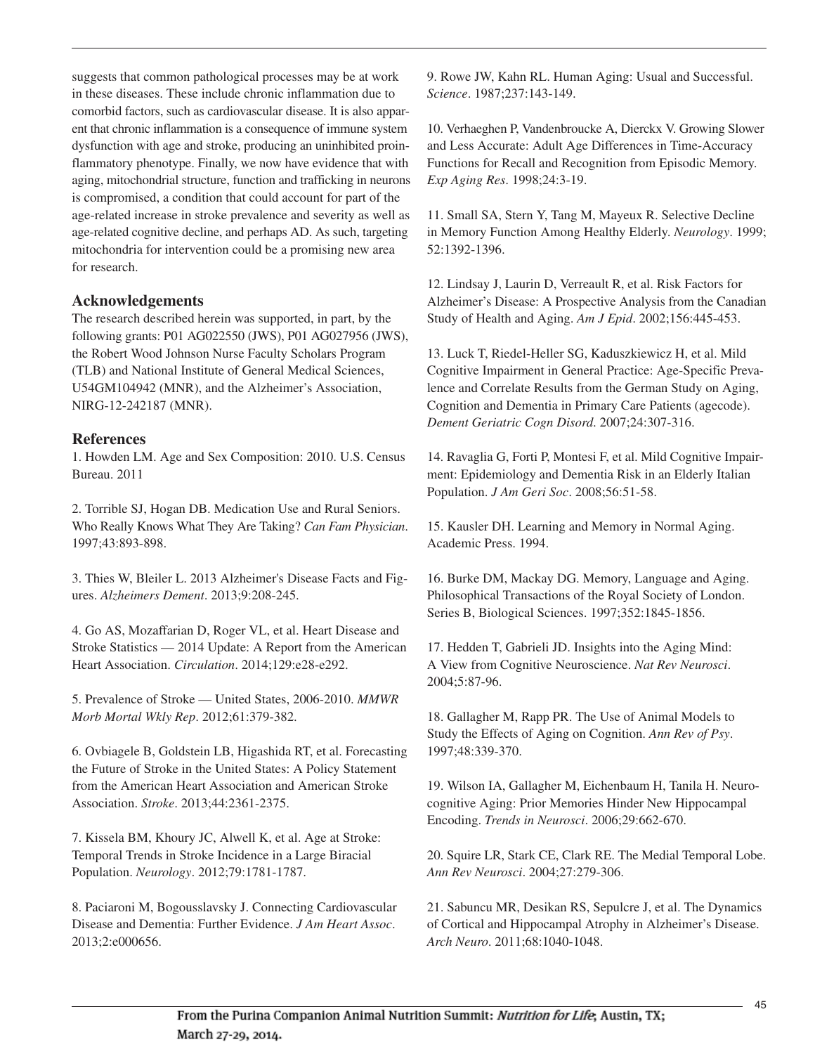suggests that common pathological processes may be at work in these diseases. These include chronic inflammation due to comorbid factors, such as cardiovascular disease. It is also apparent that chronic inflammation is a consequence of immune system dysfunction with age and stroke, producing an uninhibited proinflammatory phenotype. Finally, we now have evidence that with aging, mitochondrial structure, function and trafficking in neurons is compromised, a condition that could account for part of the age-related increase in stroke prevalence and severity as well as age-related cognitive decline, and perhaps AD. As such, targeting mitochondria for intervention could be a promising new area for research.

## Acknowledgements

The research described herein was supported, in part, by the following grants: P01 AG022550 (JWS), P01 AG027956 (JWS), the Robert Wood Johnson Nurse Faculty Scholars Program (TLB) and National Institute of General Medical Sciences, U54GM104942 (MNR), and the Alzheimer's Association, NIRG-12-242187 (MNR).

## References

1. Howden LM. Age and Sex Composition: 2010. U.S. Census Bureau. 2011

2. Torrible SJ, Hogan DB. Medication Use and Rural Seniors. Who Really Knows What They Are Taking? *Can Fam Physician*. 1997;43:893-898.

3. Thies W, Bleiler L. 2013 Alzheimer's Disease Facts and Figures. *Alzheimers Dement*. 2013;9:208-245.

4. Go AS, Mozaffarian D, Roger VL, et al. Heart Disease and Stroke Statistics — 2014 Update: A Report from the American Heart Association. *Circulation*. 2014;129:e28-e292.

5. Prevalence of Stroke — United States, 2006-2010. *MMWR Morb Mortal Wkly Rep*. 2012;61:379-382.

6. Ovbiagele B, Goldstein LB, Higashida RT, et al. Forecasting the Future of Stroke in the United States: A Policy Statement from the American Heart Association and American Stroke Association. *Stroke*. 2013;44:2361-2375.

7. Kissela BM, Khoury JC, Alwell K, et al. Age at Stroke: Temporal Trends in Stroke Incidence in a Large Biracial Population. *Neurology*. 2012;79:1781-1787.

8. Paciaroni M, Bogousslavsky J. Connecting Cardiovascular Disease and Dementia: Further Evidence. *J Am Heart Assoc*. 2013;2:e000656.

9. Rowe JW, Kahn RL. Human Aging: Usual and Successful. *Science*. 1987;237:143-149.

10. Verhaeghen P, Vandenbroucke A, Dierckx V. Growing Slower and Less Accurate: Adult Age Differences in Time-Accuracy Functions for Recall and Recognition from Episodic Memory. *Exp Aging Res*. 1998;24:3-19.

11. Small SA, Stern Y, Tang M, Mayeux R. Selective Decline in Memory Function Among Healthy Elderly. *Neurology*. 1999; 52:1392-1396.

12. Lindsay J, Laurin D, Verreault R, et al. Risk Factors for Alzheimer's Disease: A Prospective Analysis from the Canadian Study of Health and Aging. *Am J Epid*. 2002;156:445-453.

13. Luck T, Riedel-Heller SG, Kaduszkiewicz H, et al. Mild Cognitive Impairment in General Practice: Age-Specific Prevalence and Correlate Results from the German Study on Aging, Cognition and Dementia in Primary Care Patients (agecode). *Dement Geriatric Cogn Disord*. 2007;24:307-316.

14. Ravaglia G, Forti P, Montesi F, et al. Mild Cognitive Impairment: Epidemiology and Dementia Risk in an Elderly Italian Population. *J Am Geri Soc*. 2008;56:51-58.

15. Kausler DH. Learning and Memory in Normal Aging. Academic Press. 1994.

16. Burke DM, Mackay DG. Memory, Language and Aging. Philosophical Transactions of the Royal Society of London. Series B, Biological Sciences. 1997;352:1845-1856.

17. Hedden T, Gabrieli JD. Insights into the Aging Mind: A View from Cognitive Neuroscience. *Nat Rev Neurosci*. 2004;5:87-96.

18. Gallagher M, Rapp PR. The Use of Animal Models to Study the Effects of Aging on Cognition. *Ann Rev of Psy*. 1997;48:339-370.

19. Wilson IA, Gallagher M, Eichenbaum H, Tanila H. Neurocognitive Aging: Prior Memories Hinder New Hippocampal Encoding. *Trends in Neurosci*. 2006;29:662-670.

20. Squire LR, Stark CE, Clark RE. The Medial Temporal Lobe. *Ann Rev Neurosci*. 2004;27:279-306.

21. Sabuncu MR, Desikan RS, Sepulcre J, et al. The Dynamics of Cortical and Hippocampal Atrophy in Alzheimer's Disease. *Arch Neuro*. 2011;68:1040-1048.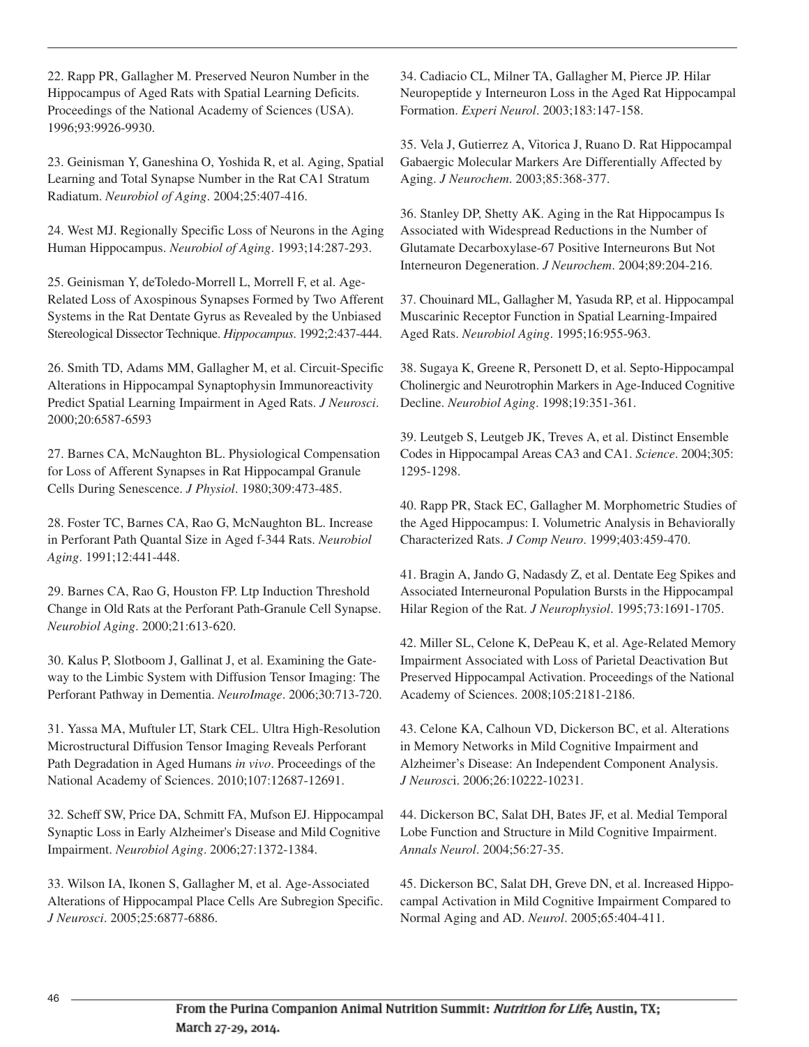22. Rapp PR, Gallagher M. Preserved Neuron Number in the Hippocampus of Aged Rats with Spatial Learning Deficits. Proceedings of the National Academy of Sciences (USA). 1996;93:9926-9930.

23. Geinisman Y, Ganeshina O, Yoshida R, et al. Aging, Spatial Learning and Total Synapse Number in the Rat CA1 Stratum Radiatum. *Neurobiol of Aging*. 2004;25:407-416.

24. West MJ. Regionally Specific Loss of Neurons in the Aging Human Hippocampus. *Neurobiol of Aging*. 1993;14:287-293.

25. Geinisman Y, deToledo-Morrell L, Morrell F, et al. Age-Related Loss of Axospinous Synapses Formed by Two Afferent Systems in the Rat Dentate Gyrus as Revealed by the Unbiased Stereological Dissector Technique. *Hippocampus*. 1992;2:437-444.

26. Smith TD, Adams MM, Gallagher M, et al. Circuit-Specific Alterations in Hippocampal Synaptophysin Immunoreactivity Predict Spatial Learning Impairment in Aged Rats. *J Neurosci*. 2000;20:6587-6593

27. Barnes CA, McNaughton BL. Physiological Compensation for Loss of Afferent Synapses in Rat Hippocampal Granule Cells During Senescence. *J Physiol*. 1980;309:473-485.

28. Foster TC, Barnes CA, Rao G, McNaughton BL. Increase in Perforant Path Quantal Size in Aged f-344 Rats. *Neurobiol Aging*. 1991;12:441-448.

29. Barnes CA, Rao G, Houston FP. Ltp Induction Threshold Change in Old Rats at the Perforant Path-Granule Cell Synapse. *Neurobiol Aging*. 2000;21:613-620.

30. Kalus P, Slotboom J, Gallinat J, et al. Examining the Gateway to the Limbic System with Diffusion Tensor Imaging: The Perforant Pathway in Dementia. *NeuroImage*. 2006;30:713-720.

31. Yassa MA, Muftuler LT, Stark CEL. Ultra High-Resolution Microstructural Diffusion Tensor Imaging Reveals Perforant Path Degradation in Aged Humans *in vivo*. Proceedings of the National Academy of Sciences. 2010;107:12687-12691.

32. Scheff SW, Price DA, Schmitt FA, Mufson EJ. Hippocampal Synaptic Loss in Early Alzheimer's Disease and Mild Cognitive Impairment. *Neurobiol Aging*. 2006;27:1372-1384.

33. Wilson IA, Ikonen S, Gallagher M, et al. Age-Associated Alterations of Hippocampal Place Cells Are Subregion Specific. *J Neurosci*. 2005;25:6877-6886.

34. Cadiacio CL, Milner TA, Gallagher M, Pierce JP. Hilar Neuropeptide y Interneuron Loss in the Aged Rat Hippocampal Formation. *Experi Neurol*. 2003;183:147-158.

35. Vela J, Gutierrez A, Vitorica J, Ruano D. Rat Hippocampal Gabaergic Molecular Markers Are Differentially Affected by Aging. *J Neurochem*. 2003;85:368-377.

36. Stanley DP, Shetty AK. Aging in the Rat Hippocampus Is Associated with Widespread Reductions in the Number of Glutamate Decarboxylase-67 Positive Interneurons But Not Interneuron Degeneration. *J Neurochem*. 2004;89:204-216.

37. Chouinard ML, Gallagher M, Yasuda RP, et al. Hippocampal Muscarinic Receptor Function in Spatial Learning-Impaired Aged Rats. *Neurobiol Aging*. 1995;16:955-963.

38. Sugaya K, Greene R, Personett D, et al. Septo-Hippocampal Cholinergic and Neurotrophin Markers in Age-Induced Cognitive Decline. *Neurobiol Aging*. 1998;19:351-361.

39. Leutgeb S, Leutgeb JK, Treves A, et al. Distinct Ensemble Codes in Hippocampal Areas CA3 and CA1. *Science*. 2004;305: 1295-1298.

40. Rapp PR, Stack EC, Gallagher M. Morphometric Studies of the Aged Hippocampus: I. Volumetric Analysis in Behaviorally Characterized Rats. *J Comp Neuro*. 1999;403:459-470.

41. Bragin A, Jando G, Nadasdy Z, et al. Dentate Eeg Spikes and Associated Interneuronal Population Bursts in the Hippocampal Hilar Region of the Rat. *J Neurophysiol*. 1995;73:1691-1705.

42. Miller SL, Celone K, DePeau K, et al. Age-Related Memory Impairment Associated with Loss of Parietal Deactivation But Preserved Hippocampal Activation. Proceedings of the National Academy of Sciences. 2008;105:2181-2186.

43. Celone KA, Calhoun VD, Dickerson BC, et al. Alterations in Memory Networks in Mild Cognitive Impairment and Alzheimer's Disease: An Independent Component Analysis. *J Neurosci*. 2006;26:10222-10231.

44. Dickerson BC, Salat DH, Bates JF, et al. Medial Temporal Lobe Function and Structure in Mild Cognitive Impairment. *Annals Neurol*. 2004;56:27-35.

45. Dickerson BC, Salat DH, Greve DN, et al. Increased Hippocampal Activation in Mild Cognitive Impairment Compared to Normal Aging and AD. *Neurol*. 2005;65:404-411.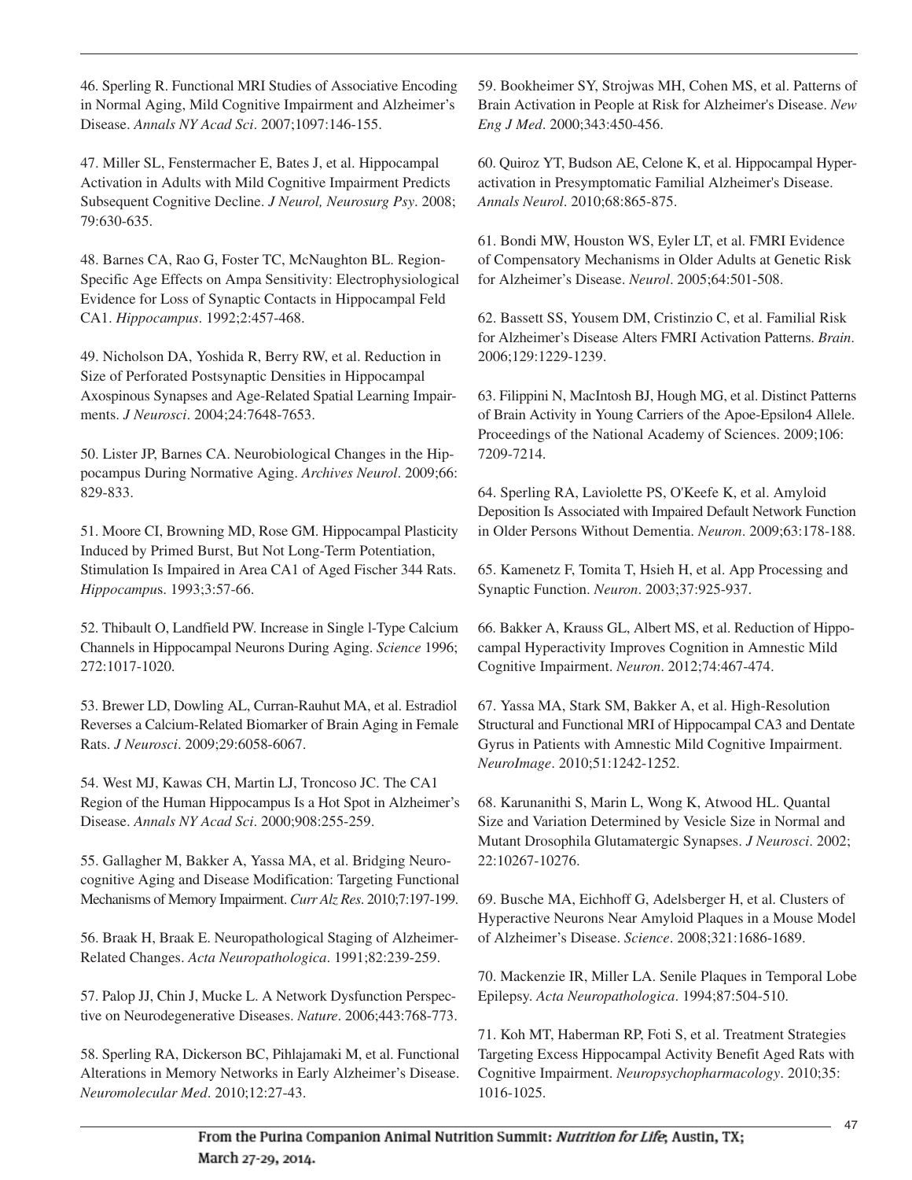46. Sperling R. Functional MRI Studies of Associative Encoding in Normal Aging, Mild Cognitive Impairment and Alzheimer's Disease. *Annals NY Acad Sci*. 2007;1097:146-155.

47. Miller SL, Fenstermacher E, Bates J, et al. Hippocampal Activation in Adults with Mild Cognitive Impairment Predicts Subsequent Cognitive Decline. *J Neurol, Neurosurg Psy*. 2008; 79:630-635.

48. Barnes CA, Rao G, Foster TC, McNaughton BL. Region-Specific Age Effects on Ampa Sensitivity: Electrophysiological Evidence for Loss of Synaptic Contacts in Hippocampal Feld CA1. *Hippocampus*. 1992;2:457-468.

49. Nicholson DA, Yoshida R, Berry RW, et al. Reduction in Size of Perforated Postsynaptic Densities in Hippocampal Axospinous Synapses and Age-Related Spatial Learning Impairments. *J Neurosci*. 2004;24:7648-7653.

50. Lister JP, Barnes CA. Neurobiological Changes in the Hippocampus During Normative Aging. *Archives Neurol*. 2009;66: 829-833.

51. Moore CI, Browning MD, Rose GM. Hippocampal Plasticity Induced by Primed Burst, But Not Long-Term Potentiation, Stimulation Is Impaired in Area CA1 of Aged Fischer 344 Rats. *Hippocampus*. 1993;3:57-66.

52. Thibault O, Landfield PW. Increase in Single l-Type Calcium Channels in Hippocampal Neurons During Aging. *Science* 1996; 272:1017-1020.

53. Brewer LD, Dowling AL, Curran-Rauhut MA, et al. Estradiol Reverses a Calcium-Related Biomarker of Brain Aging in Female Rats. *J Neurosci*. 2009;29:6058-6067.

54. West MJ, Kawas CH, Martin LJ, Troncoso JC. The CA1 Region of the Human Hippocampus Is a Hot Spot in Alzheimer's Disease. *Annals NY Acad Sci*. 2000;908:255-259.

55. Gallagher M, Bakker A, Yassa MA, et al. Bridging Neurocognitive Aging and Disease Modification: Targeting Functional Mechanisms of Memory Impairment. *Curr Alz Res*. 2010;7:197-199.

56. Braak H, Braak E. Neuropathological Staging of Alzheimer-Related Changes. *Acta Neuropathologica*. 1991;82:239-259.

57. Palop JJ, Chin J, Mucke L. A Network Dysfunction Perspective on Neurodegenerative Diseases. *Nature*. 2006;443:768-773.

58. Sperling RA, Dickerson BC, Pihlajamaki M, et al. Functional Alterations in Memory Networks in Early Alzheimer's Disease. *Neuromolecular Med*. 2010;12:27-43.

59. Bookheimer SY, Strojwas MH, Cohen MS, et al. Patterns of Brain Activation in People at Risk for Alzheimer's Disease. *New Eng J Med*. 2000;343:450-456.

60. Quiroz YT, Budson AE, Celone K, et al. Hippocampal Hyperactivation in Presymptomatic Familial Alzheimer's Disease. *Annals Neurol*. 2010;68:865-875.

61. Bondi MW, Houston WS, Eyler LT, et al. FMRI Evidence of Compensatory Mechanisms in Older Adults at Genetic Risk for Alzheimer's Disease. *Neurol*. 2005;64:501-508.

62. Bassett SS, Yousem DM, Cristinzio C, et al. Familial Risk for Alzheimer's Disease Alters FMRI Activation Patterns. *Brain*. 2006;129:1229-1239.

63. Filippini N, MacIntosh BJ, Hough MG, et al. Distinct Patterns of Brain Activity in Young Carriers of the Apoe-Epsilon4 Allele. Proceedings of the National Academy of Sciences. 2009;106: 7209-7214.

64. Sperling RA, Laviolette PS, O'Keefe K, et al. Amyloid Deposition Is Associated with Impaired Default Network Function in Older Persons Without Dementia. *Neuron*. 2009;63:178-188.

65. Kamenetz F, Tomita T, Hsieh H, et al. App Processing and Synaptic Function. *Neuron*. 2003;37:925-937.

66. Bakker A, Krauss GL, Albert MS, et al. Reduction of Hippocampal Hyperactivity Improves Cognition in Amnestic Mild Cognitive Impairment. *Neuron*. 2012;74:467-474.

67. Yassa MA, Stark SM, Bakker A, et al. High-Resolution Structural and Functional MRI of Hippocampal CA3 and Dentate Gyrus in Patients with Amnestic Mild Cognitive Impairment. *NeuroImage*. 2010;51:1242-1252.

68. Karunanithi S, Marin L, Wong K, Atwood HL. Quantal Size and Variation Determined by Vesicle Size in Normal and Mutant Drosophila Glutamatergic Synapses. *J Neurosci*. 2002; 22:10267-10276.

69. Busche MA, Eichhoff G, Adelsberger H, et al. Clusters of Hyperactive Neurons Near Amyloid Plaques in a Mouse Model of Alzheimer's Disease. *Science*. 2008;321:1686-1689.

70. Mackenzie IR, Miller LA. Senile Plaques in Temporal Lobe Epilepsy. *Acta Neuropathologica*. 1994;87:504-510.

71. Koh MT, Haberman RP, Foti S, et al. Treatment Strategies Targeting Excess Hippocampal Activity Benefit Aged Rats with Cognitive Impairment. *Neuropsychopharmacology*. 2010;35: 1016-1025.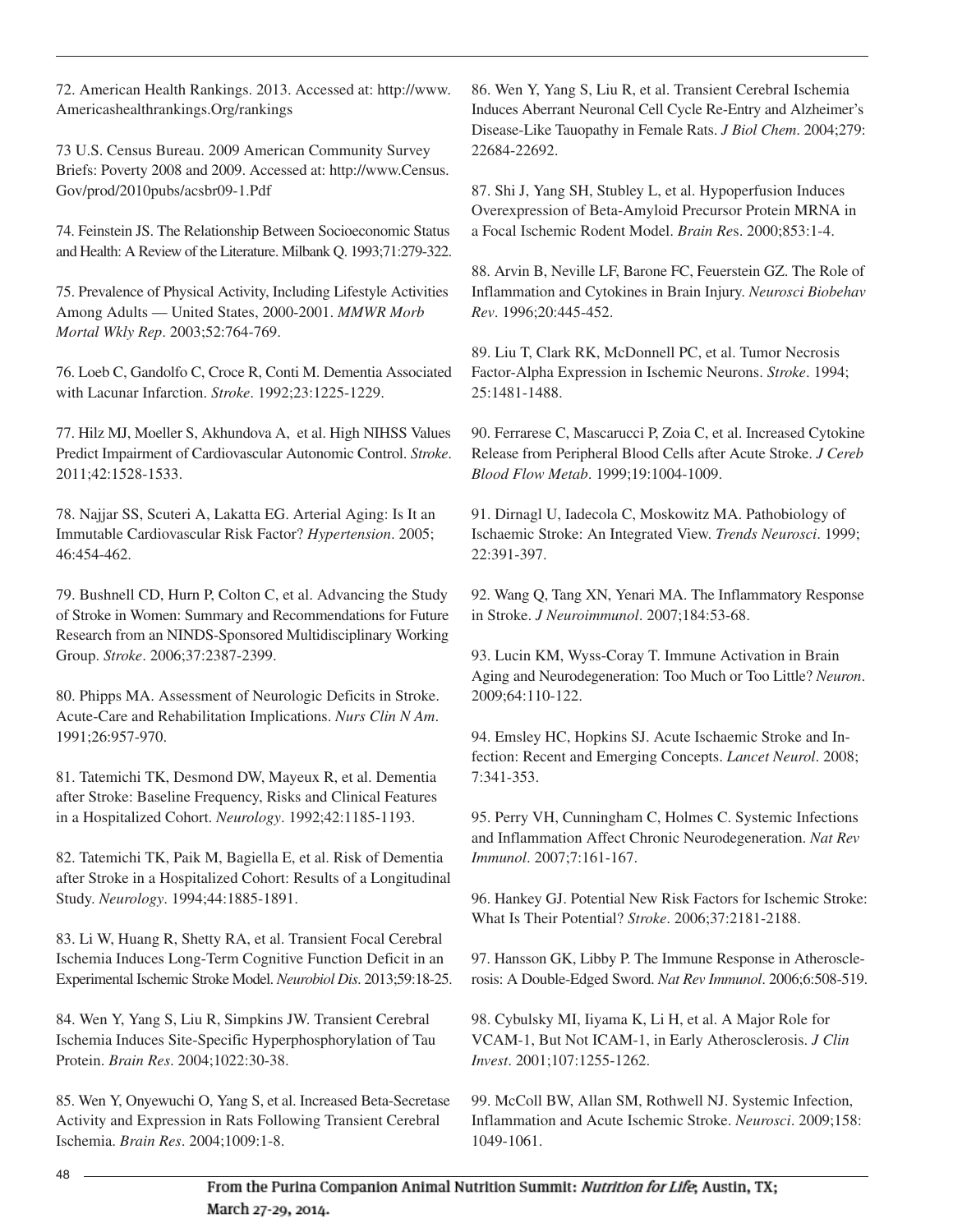72. American Health Rankings. 2013. Accessed at: http://www.Americashealthrankings.Org/rankings

73 U.S. Census Bureau. 2009 American Community Survey Briefs: Poverty 2008 and 2009. Accessed at: http://www.Census.Gov/prod/2010pubs/acsbr09-1.Pdf

74. Feinstein JS. The Relationship Between Socioeconomic Status and Health: A Review of the Literature. Milbank Q. 1993;71:279-322.

75. Prevalence of Physical Activity, Including Lifestyle Activities Among Adults — United States, 2000-2001. *MMWR Morb Mortal Wkly Rep*. 2003;52:764-769.

76. Loeb C, Gandolfo C, Croce R, Conti M. Dementia Associated with Lacunar Infarction. *Stroke*. 1992;23:1225-1229.

77. Hilz MJ, Moeller S, Akhundova A, et al. High NIHSS Values Predict Impairment of Cardiovascular Autonomic Control. *Stroke*. 2011;42:1528-1533.

78. Najjar SS, Scuteri A, Lakatta EG. Arterial Aging: Is It an Immutable Cardiovascular Risk Factor? *Hypertension*. 2005; 46:454-462.

79. Bushnell CD, Hurn P, Colton C, et al. Advancing the Study of Stroke in Women: Summary and Recommendations for Future Research from an NINDS-Sponsored Multidisciplinary Working Group. *Stroke*. 2006;37:2387-2399.

80. Phipps MA. Assessment of Neurologic Deficits in Stroke. Acute-Care and Rehabilitation Implications. *Nurs Clin N Am*. 1991;26:957-970.

81. Tatemichi TK, Desmond DW, Mayeux R, et al. Dementia after Stroke: Baseline Frequency, Risks and Clinical Features in a Hospitalized Cohort. *Neurology*. 1992;42:1185-1193.

82. Tatemichi TK, Paik M, Bagiella E, et al. Risk of Dementia after Stroke in a Hospitalized Cohort: Results of a Longitudinal Study. *Neurology*. 1994;44:1885-1891.

83. Li W, Huang R, Shetty RA, et al. Transient Focal Cerebral Ischemia Induces Long-Term Cognitive Function Deficit in an Experimental Ischemic Stroke Model. *Neurobiol Dis*. 2013;59:18-25.

84. Wen Y, Yang S, Liu R, Simpkins JW. Transient Cerebral Ischemia Induces Site-Specific Hyperphosphorylation of Tau Protein. *Brain Res*. 2004;1022:30-38.

85. Wen Y, Onyewuchi O, Yang S, et al. Increased Beta-Secretase Activity and Expression in Rats Following Transient Cerebral Ischemia. *Brain Res*. 2004;1009:1-8.

86. Wen Y, Yang S, Liu R, et al. Transient Cerebral Ischemia Induces Aberrant Neuronal Cell Cycle Re-Entry and Alzheimer's Disease-Like Tauopathy in Female Rats. *J Biol Chem*. 2004;279: 22684-22692.

87. Shi J, Yang SH, Stubley L, et al. Hypoperfusion Induces Overexpression of Beta-Amyloid Precursor Protein MRNA in a Focal Ischemic Rodent Model. *Brain Res*. 2000;853:1-4.

88. Arvin B, Neville LF, Barone FC, Feuerstein GZ. The Role of Inflammation and Cytokines in Brain Injury. *Neurosci Biobehav Rev*. 1996;20:445-452.

89. Liu T, Clark RK, McDonnell PC, et al. Tumor Necrosis Factor-Alpha Expression in Ischemic Neurons. *Stroke*. 1994; 25:1481-1488.

90. Ferrarese C, Mascarucci P, Zoia C, et al. Increased Cytokine Release from Peripheral Blood Cells after Acute Stroke. *J Cereb Blood Flow Metab*. 1999;19:1004-1009.

91. Dirnagl U, Iadecola C, Moskowitz MA. Pathobiology of Ischaemic Stroke: An Integrated View. *Trends Neurosci*. 1999; 22:391-397.

92. Wang Q, Tang XN, Yenari MA. The Inflammatory Response in Stroke. *J Neuroimmunol*. 2007;184:53-68.

93. Lucin KM, Wyss-Coray T. Immune Activation in Brain Aging and Neurodegeneration: Too Much or Too Little? *Neuron*. 2009;64:110-122.

94. Emsley HC, Hopkins SJ. Acute Ischaemic Stroke and Infection: Recent and Emerging Concepts. *Lancet Neurol*. 2008; 7:341-353.

95. Perry VH, Cunningham C, Holmes C. Systemic Infections and Inflammation Affect Chronic Neurodegeneration. *Nat Rev Immunol*. 2007;7:161-167.

96. Hankey GJ. Potential New Risk Factors for Ischemic Stroke: What Is Their Potential? *Stroke*. 2006;37:2181-2188.

97. Hansson GK, Libby P. The Immune Response in Atherosclerosis: A Double-Edged Sword. *Nat Rev Immunol*. 2006;6:508-519.

98. Cybulsky MI, Iiyama K, Li H, et al. A Major Role for VCAM-1, But Not ICAM-1, in Early Atherosclerosis. *J Clin Invest*. 2001;107:1255-1262.

99. McColl BW, Allan SM, Rothwell NJ. Systemic Infection, Inflammation and Acute Ischemic Stroke. *Neurosci*. 2009;158: 1049-1061.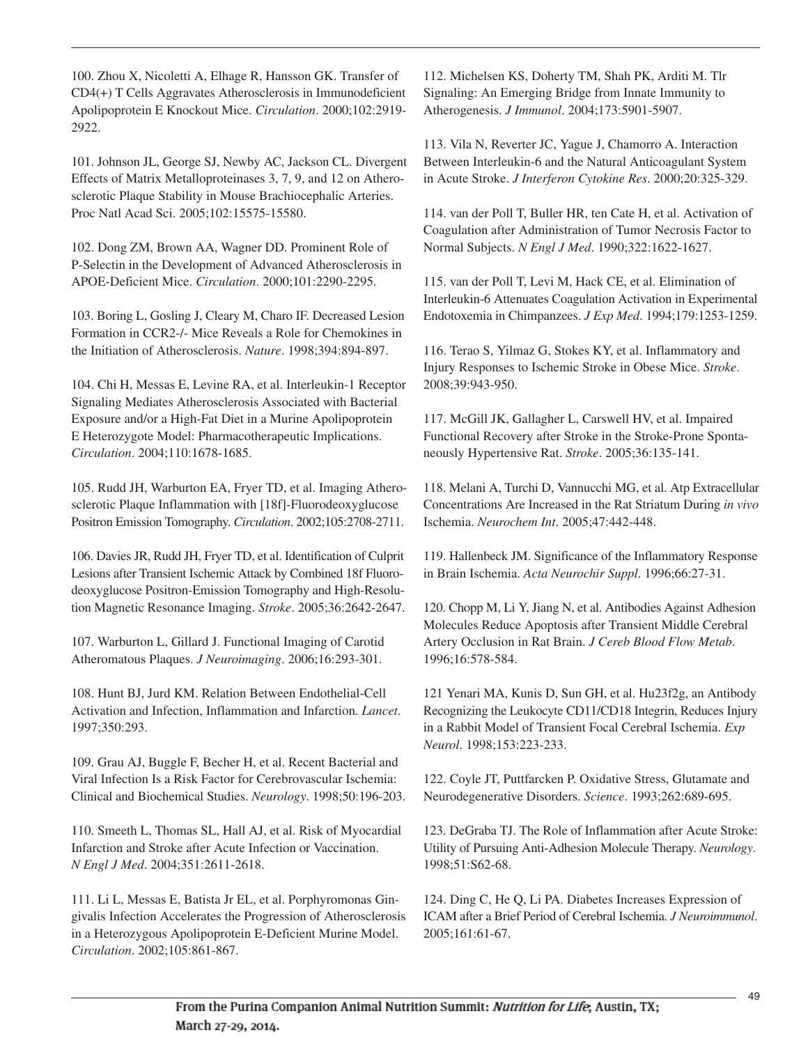100. Zhou X, Nicoletti A, Elhage R, Hansson GK. Transfer of CD4(+) T Cells Aggravates Atherosclerosis in Immunodeficient Apolipoprotein E Knockout Mice. *Circulation*. 2000;102:2919-2922.

101. Johnson JL, George SJ, Newby AC, Jackson CL. Divergent Effects of Matrix Metalloproteinases 3, 7, 9, and 12 on Atherosclerotic Plaque Stability in Mouse Brachiocephalic Arteries. Proc Natl Acad Sci. 2005;102:15575-15580.

102. Dong ZM, Brown AA, Wagner DD. Prominent Role of P-Selectin in the Development of Advanced Atherosclerosis in APOE-Deficient Mice. *Circulation*. 2000;101:2290-2295.

103. Boring L, Gosling J, Cleary M, Charo IF. Decreased Lesion Formation in CCR2-/- Mice Reveals a Role for Chemokines in the Initiation of Atherosclerosis. *Nature*. 1998;394:894-897.

104. Chi H, Messas E, Levine RA, et al. Interleukin-1 Receptor Signaling Mediates Atherosclerosis Associated with Bacterial Exposure and/or a High-Fat Diet in a Murine Apolipoprotein E Heterozygote Model: Pharmacotherapeutic Implications. *Circulation*. 2004;110:1678-1685.

105. Rudd JH, Warburton EA, Fryer TD, et al. Imaging Atherosclerotic Plaque Inflammation with [18f]-Fluorodeoxyglucose Positron Emission Tomography. *Circulation*. 2002;105:2708-2711.

106. Davies JR, Rudd JH, Fryer TD, et al. Identification of Culprit Lesions after Transient Ischemic Attack by Combined 18f Fluorodeoxyglucose Positron-Emission Tomography and High-Resolution Magnetic Resonance Imaging. *Stroke*. 2005;36:2642-2647.

107. Warburton L, Gillard J. Functional Imaging of Carotid Atheromatous Plaques. *J Neuroimaging*. 2006;16:293-301.

108. Hunt BJ, Jurd KM. Relation Between Endothelial-Cell Activation and Infection, Inflammation and Infarction. *Lancet*. 1997;350:293.

109. Grau AJ, Buggle F, Becher H, et al. Recent Bacterial and Viral Infection Is a Risk Factor for Cerebrovascular Ischemia: Clinical and Biochemical Studies. *Neurology*. 1998;50:196-203.

110. Smeeth L, Thomas SL, Hall AJ, et al. Risk of Myocardial Infarction and Stroke after Acute Infection or Vaccination. *N Engl J Med*. 2004;351:2611-2618.

111. Li L, Messas E, Batista Jr EL, et al. Porphyromonas Gingivalis Infection Accelerates the Progression of Atherosclerosis in a Heterozygous Apolipoprotein E-Deficient Murine Model. *Circulation*. 2002;105:861-867.

112. Michelsen KS, Doherty TM, Shah PK, Arditi M. Tlr Signaling: An Emerging Bridge from Innate Immunity to Atherogenesis. *J Immunol*. 2004;173:5901-5907.

113. Vila N, Reverter JC, Yague J, Chamorro A. Interaction Between Interleukin-6 and the Natural Anticoagulant System in Acute Stroke. *J Interferon Cytokine Res*. 2000;20:325-329.

114. van der Poll T, Buller HR, ten Cate H, et al. Activation of Coagulation after Administration of Tumor Necrosis Factor to Normal Subjects. *N Engl J Med*. 1990;322:1622-1627.

115. van der Poll T, Levi M, Hack CE, et al. Elimination of Interleukin-6 Attenuates Coagulation Activation in Experimental Endotoxemia in Chimpanzees. *J Exp Med*. 1994;179:1253-1259.

116. Terao S, Yilmaz G, Stokes KY, et al. Inflammatory and Injury Responses to Ischemic Stroke in Obese Mice. *Stroke*. 2008;39:943-950.

117. McGill JK, Gallagher L, Carswell HV, et al. Impaired Functional Recovery after Stroke in the Stroke-Prone Spontaneously Hypertensive Rat. *Stroke*. 2005;36:135-141.

118. Melani A, Turchi D, Vannucchi MG, et al. Atp Extracellular Concentrations Are Increased in the Rat Striatum During *in vivo* Ischemia. *Neurochem Int*. 2005;47:442-448.

119. Hallenbeck JM. Significance of the Inflammatory Response in Brain Ischemia. *Acta Neurochir Suppl*. 1996;66:27-31.

120. Chopp M, Li Y, Jiang N, et al. Antibodies Against Adhesion Molecules Reduce Apoptosis after Transient Middle Cerebral Artery Occlusion in Rat Brain. *J Cereb Blood Flow Metab*. 1996;16:578-584.

121 Yenari MA, Kunis D, Sun GH, et al. Hu23f2g, an Antibody Recognizing the Leukocyte CD11/CD18 Integrin, Reduces Injury in a Rabbit Model of Transient Focal Cerebral Ischemia. *Exp Neurol*. 1998;153:223-233.

122. Coyle JT, Puttfarcken P. Oxidative Stress, Glutamate and Neurodegenerative Disorders. *Science*. 1993;262:689-695.

123. DeGraba TJ. The Role of Inflammation after Acute Stroke: Utility of Pursuing Anti-Adhesion Molecule Therapy. *Neurology*. 1998;51:S62-68.

124. Ding C, He Q, Li PA. Diabetes Increases Expression of ICAM after a Brief Period of Cerebral Ischemia. *J Neuroimmunol*. 2005;161:61-67.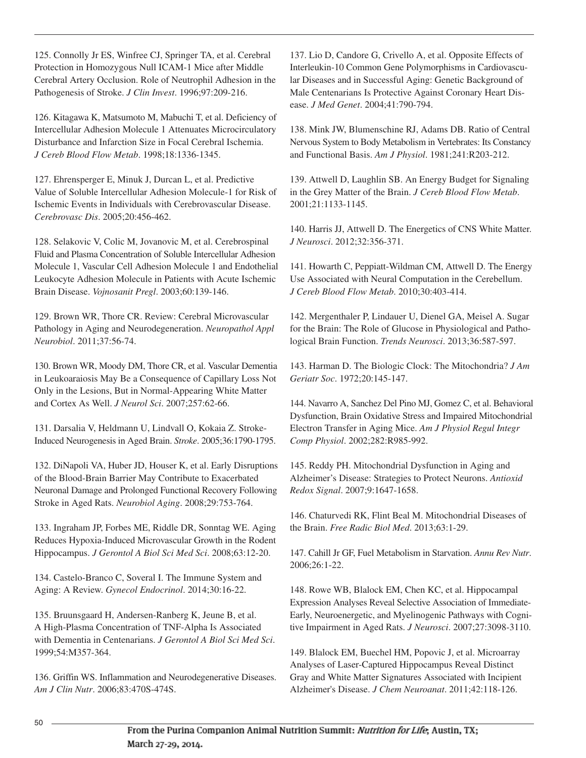125. Connolly Jr ES, Winfree CJ, Springer TA, et al. Cerebral Protection in Homozygous Null ICAM-1 Mice after Middle Cerebral Artery Occlusion. Role of Neutrophil Adhesion in the Pathogenesis of Stroke. *J Clin Invest*. 1996;97:209-216.

126. Kitagawa K, Matsumoto M, Mabuchi T, et al. Deficiency of Intercellular Adhesion Molecule 1 Attenuates Microcirculatory Disturbance and Infarction Size in Focal Cerebral Ischemia. *J Cereb Blood Flow Metab*. 1998;18:1336-1345.

127. Ehrensperger E, Minuk J, Durcan L, et al. Predictive Value of Soluble Intercellular Adhesion Molecule-1 for Risk of Ischemic Events in Individuals with Cerebrovascular Disease. *Cerebrovasc Dis*. 2005;20:456-462.

128. Selakovic V, Colic M, Jovanovic M, et al. Cerebrospinal Fluid and Plasma Concentration of Soluble Intercellular Adhesion Molecule 1, Vascular Cell Adhesion Molecule 1 and Endothelial Leukocyte Adhesion Molecule in Patients with Acute Ischemic Brain Disease. *Vojnosanit Pregl*. 2003;60:139-146.

129. Brown WR, Thore CR. Review: Cerebral Microvascular Pathology in Aging and Neurodegeneration. *Neuropathol Appl Neurobiol*. 2011;37:56-74.

130. Brown WR, Moody DM, Thore CR, et al. Vascular Dementia in Leukoaraiosis May Be a Consequence of Capillary Loss Not Only in the Lesions, But in Normal-Appearing White Matter and Cortex As Well. *J Neurol Sci*. 2007;257:62-66.

131. Darsalia V, Heldmann U, Lindvall O, Kokaia Z. Stroke-Induced Neurogenesis in Aged Brain. *Stroke*. 2005;36:1790-1795.

132. DiNapoli VA, Huber JD, Houser K, et al. Early Disruptions of the Blood-Brain Barrier May Contribute to Exacerbated Neuronal Damage and Prolonged Functional Recovery Following Stroke in Aged Rats. *Neurobiol Aging*. 2008;29:753-764.

133. Ingraham JP, Forbes ME, Riddle DR, Sonntag WE. Aging Reduces Hypoxia-Induced Microvascular Growth in the Rodent Hippocampus. *J Gerontol A Biol Sci Med Sci*. 2008;63:12-20.

134. Castelo-Branco C, Soveral I. The Immune System and Aging: A Review. *Gynecol Endocrinol*. 2014;30:16-22.

135. Bruunsgaard H, Andersen-Ranberg K, Jeune B, et al. A High-Plasma Concentration of TNF-Alpha Is Associated with Dementia in Centenarians. *J Gerontol A Biol Sci Med Sci*. 1999;54:M357-364.

136. Griffin WS. Inflammation and Neurodegenerative Diseases. *Am J Clin Nutr*. 2006;83:470S-474S.

137. Lio D, Candore G, Crivello A, et al. Opposite Effects of Interleukin-10 Common Gene Polymorphisms in Cardiovascular Diseases and in Successful Aging: Genetic Background of Male Centenarians Is Protective Against Coronary Heart Disease. *J Med Genet*. 2004;41:790-794.

138. Mink JW, Blumenschine RJ, Adams DB. Ratio of Central Nervous System to Body Metabolism in Vertebrates: Its Constancy and Functional Basis. *Am J Physiol*. 1981;241:R203-212.

139. Attwell D, Laughlin SB. An Energy Budget for Signaling in the Grey Matter of the Brain. *J Cereb Blood Flow Metab*. 2001;21:1133-1145.

140. Harris JJ, Attwell D. The Energetics of CNS White Matter. *J Neurosci*. 2012;32:356-371.

141. Howarth C, Peppiatt-Wildman CM, Attwell D. The Energy Use Associated with Neural Computation in the Cerebellum. *J Cereb Blood Flow Metab*. 2010;30:403-414.

142. Mergenthaler P, Lindauer U, Dienel GA, Meisel A. Sugar for the Brain: The Role of Glucose in Physiological and Pathological Brain Function. *Trends Neurosci*. 2013;36:587-597.

143. Harman D. The Biologic Clock: The Mitochondria? *J Am Geriatr Soc*. 1972;20:145-147.

144. Navarro A, Sanchez Del Pino MJ, Gomez C, et al. Behavioral Dysfunction, Brain Oxidative Stress and Impaired Mitochondrial Electron Transfer in Aging Mice. *Am J Physiol Regul Integr Comp Physiol*. 2002;282:R985-992.

145. Reddy PH. Mitochondrial Dysfunction in Aging and Alzheimer's Disease: Strategies to Protect Neurons. *Antioxid Redox Signal*. 2007;9:1647-1658.

146. Chaturvedi RK, Flint Beal M. Mitochondrial Diseases of the Brain. *Free Radic Biol Med*. 2013;63:1-29.

147. Cahill Jr GF, Fuel Metabolism in Starvation. *Annu Rev Nutr*. 2006;26:1-22.

148. Rowe WB, Blalock EM, Chen KC, et al. Hippocampal Expression Analyses Reveal Selective Association of Immediate-Early, Neuroenergetic, and Myelinogenic Pathways with Cognitive Impairment in Aged Rats. *J Neurosci*. 2007;27:3098-3110.

149. Blalock EM, Buechel HM, Popovic J, et al. Microarray Analyses of Laser-Captured Hippocampus Reveal Distinct Gray and White Matter Signatures Associated with Incipient Alzheimer's Disease. *J Chem Neuroanat*. 2011;42:118-126.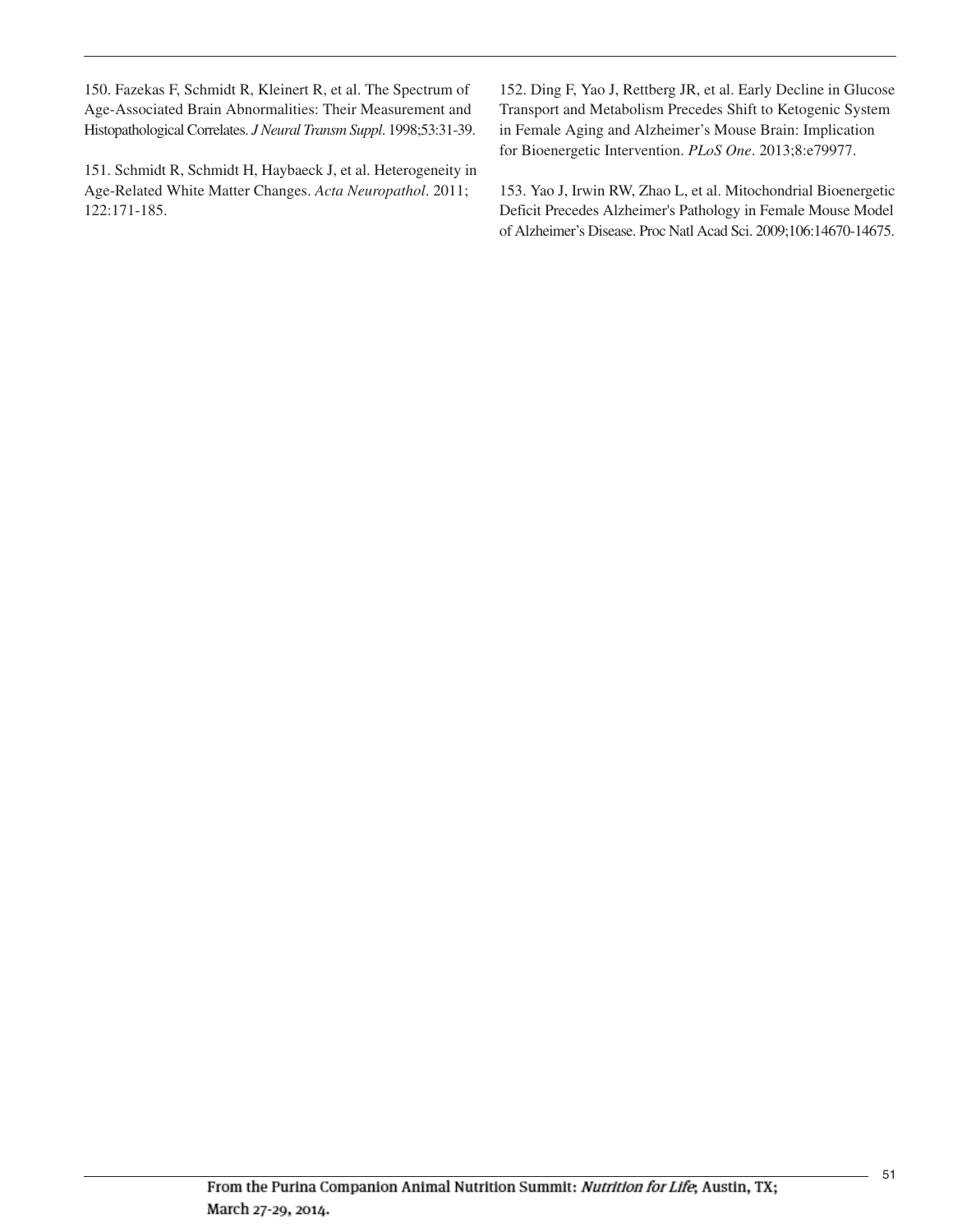150. Fazekas F, Schmidt R, Kleinert R, et al. The Spectrum of Age-Associated Brain Abnormalities: Their Measurement and Histopathological Correlates. *J Neural Transm Suppl*. 1998;53:31-39.

151. Schmidt R, Schmidt H, Haybaeck J, et al. Heterogeneity in Age-Related White Matter Changes. *Acta Neuropathol*. 2011; 122:171-185.

152. Ding F, Yao J, Rettberg JR, et al. Early Decline in Glucose Transport and Metabolism Precedes Shift to Ketogenic System in Female Aging and Alzheimer's Mouse Brain: Implication for Bioenergetic Intervention. *PLoS One*. 2013;8:e79977.

153. Yao J, Irwin RW, Zhao L, et al. Mitochondrial Bioenergetic Deficit Precedes Alzheimer's Pathology in Female Mouse Model of Alzheimer's Disease. Proc Natl Acad Sci. 2009;106:14670-14675.